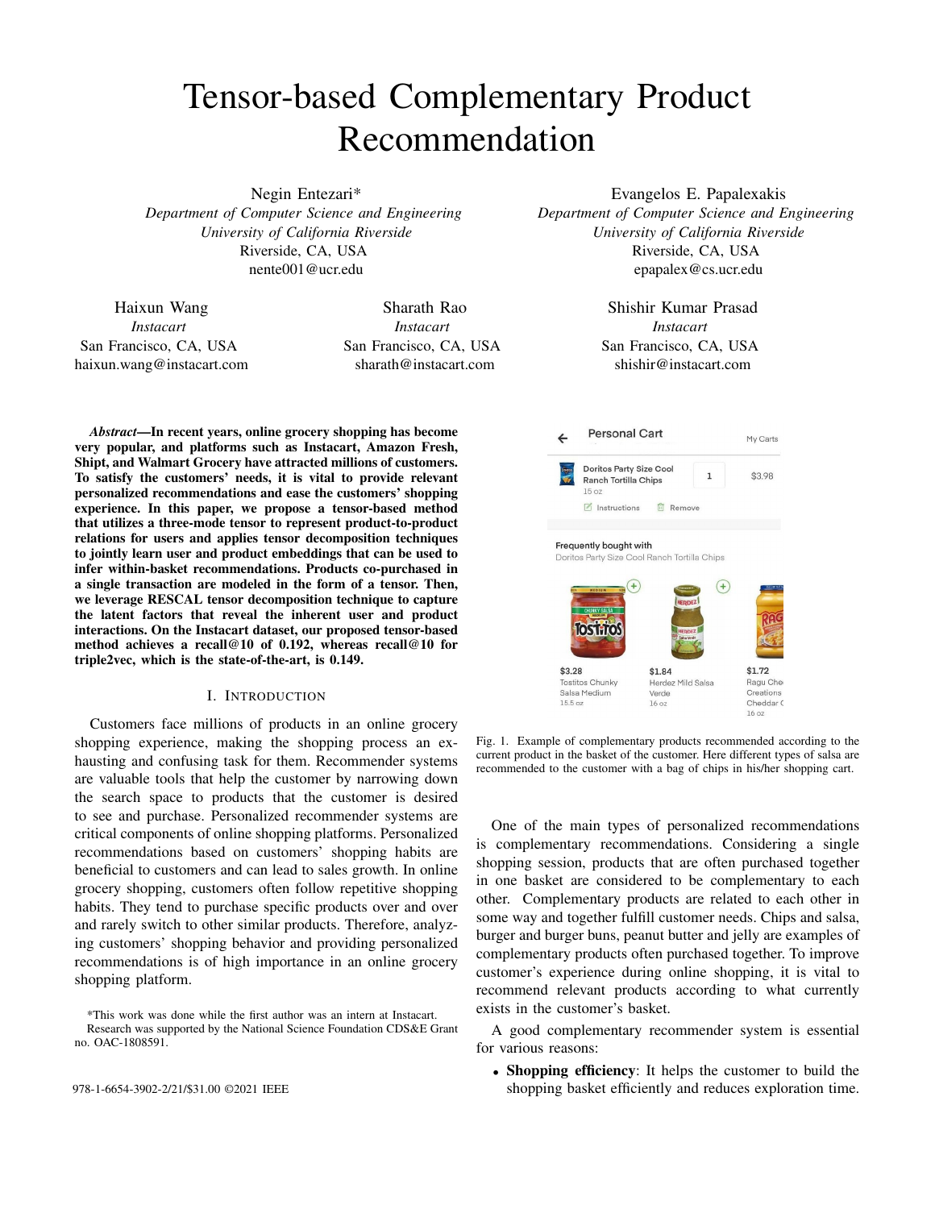# Tensor-based Complementary Product Recommendation

Negin Entezari*
*Department of Computer Science and Engineering*
*University of California Riverside*
Riverside, CA, USA
nente001@ucr.edu

Evangelos E. Papalexakis
*Department of Computer Science and Engineering*
*University of California Riverside*
Riverside, CA, USA
epapalex@cs.ucr.edu

Haixun Wang
*Instacart*
San Francisco, CA, USA
haixun.wang@instacart.com

Sharath Rao
*Instacart*
San Francisco, CA, USA
sharath@instacart.com

Shishir Kumar Prasad
*Instacart*
San Francisco, CA, USA
shishir@instacart.com

***Abstract*—In recent years, online grocery shopping has become very popular, and platforms such as Instacart, Amazon Fresh, Shipt, and Walmart Grocery have attracted millions of customers. To satisfy the customers' needs, it is vital to provide relevant personalized recommendations and ease the customers' shopping experience. In this paper, we propose a tensor-based method that utilizes a three-mode tensor to represent product-to-product relations for users and applies tensor decomposition techniques to jointly learn user and product embeddings that can be used to infer within-basket recommendations. Products co-purchased in a single transaction are modeled in the form of a tensor. Then, we leverage RESCAL tensor decomposition technique to capture the latent factors that reveal the inherent user and product interactions. On the Instacart dataset, our proposed tensor-based method achieves a recall@10 of 0.192, whereas recall@10 for triple2vec, which is the state-of-the-art, is 0.149.**

## I. Introduction

Customers face millions of products in an online grocery shopping experience, making the shopping process an exhausting and confusing task for them. Recommender systems are valuable tools that help the customer by narrowing down the search space to products that the customer is desired to see and purchase. Personalized recommender systems are critical components of online shopping platforms. Personalized recommendations based on customers' shopping habits are beneficial to customers and can lead to sales growth. In online grocery shopping, customers often follow repetitive shopping habits. They tend to purchase specific products over and over and rarely switch to other similar products. Therefore, analyzing customers' shopping behavior and providing personalized recommendations is of high importance in an online grocery shopping platform.

Fig. 1. Example of complementary products recommended according to the current product in the basket of the customer. Here different types of salsa are recommended to the customer with a bag of chips in his/her shopping cart.

One of the main types of personalized recommendations is complementary recommendations. Considering a single shopping session, products that are often purchased together in one basket are considered to be complementary to each other. Complementary products are related to each other in some way and together fulfill customer needs. Chips and salsa, burger and burger buns, peanut butter and jelly are examples of complementary products often purchased together. To improve customer's experience during online shopping, it is vital to recommend relevant products according to what currently exists in the customer's basket.

A good complementary recommender system is essential for various reasons:

- **Shopping efficiency**: It helps the customer to build the shopping basket efficiently and reduces exploration time.

*This work was done while the first author was an intern at Instacart.
Research was supported by the National Science Foundation CDS&E Grant no. OAC-1808591.

978-1-6654-3902-2/21/$31.00 ©2021 IEEE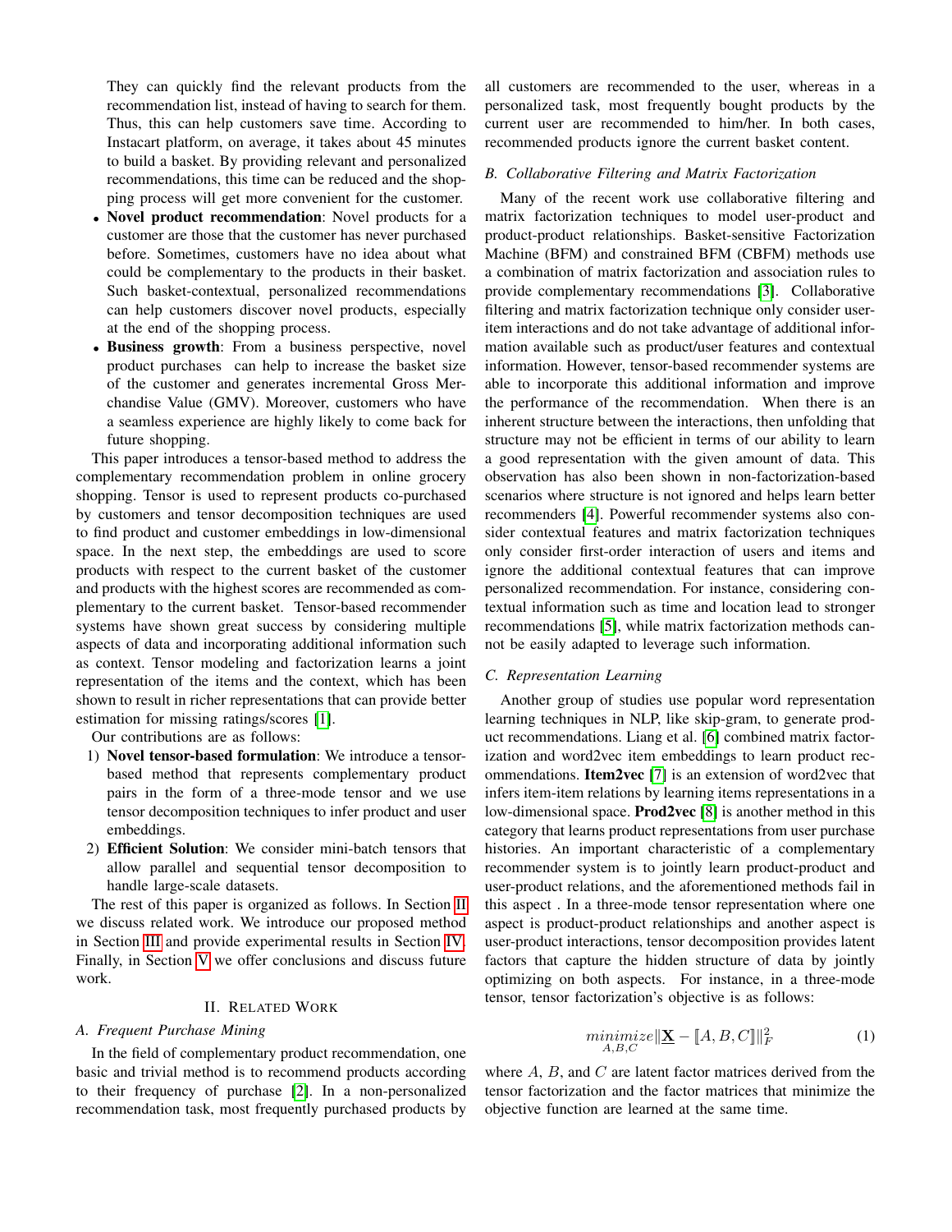They can quickly find the relevant products from the recommendation list, instead of having to search for them. Thus, this can help customers save time. According to Instacart platform, on average, it takes about 45 minutes to build a basket. By providing relevant and personalized recommendations, this time can be reduced and the shopping process will get more convenient for the customer.

- **Novel product recommendation**: Novel products for a customer are those that the customer has never purchased before. Sometimes, customers have no idea about what could be complementary to the products in their basket. Such basket-contextual, personalized recommendations can help customers discover novel products, especially at the end of the shopping process.
- **Business growth**: From a business perspective, novel product purchases can help to increase the basket size of the customer and generates incremental Gross Merchandise Value (GMV). Moreover, customers who have a seamless experience are highly likely to come back for future shopping.

This paper introduces a tensor-based method to address the complementary recommendation problem in online grocery shopping. Tensor is used to represent products co-purchased by customers and tensor decomposition techniques are used to find product and customer embeddings in low-dimensional space. In the next step, the embeddings are used to score products with respect to the current basket of the customer and products with the highest scores are recommended as complementary to the current basket. Tensor-based recommender systems have shown great success by considering multiple aspects of data and incorporating additional information such as context. Tensor modeling and factorization learns a joint representation of the items and the context, which has been shown to result in richer representations that can provide better estimation for missing ratings/scores [1].

Our contributions are as follows:

1) **Novel tensor-based formulation**: We introduce a tensor-based method that represents complementary product pairs in the form of a three-mode tensor and we use tensor decomposition techniques to infer product and user embeddings.
2) **Efficient Solution**: We consider mini-batch tensors that allow parallel and sequential tensor decomposition to handle large-scale datasets.

The rest of this paper is organized as follows. In Section II we discuss related work. We introduce our proposed method in Section III and provide experimental results in Section IV. Finally, in Section V we offer conclusions and discuss future work.

## II. Related Work

### A. Frequent Purchase Mining

In the field of complementary product recommendation, one basic and trivial method is to recommend products according to their frequency of purchase [2]. In a non-personalized recommendation task, most frequently purchased products by all customers are recommended to the user, whereas in a personalized task, most frequently bought products by the current user are recommended to him/her. In both cases, recommended products ignore the current basket content.

### B. Collaborative Filtering and Matrix Factorization

Many of the recent work use collaborative filtering and matrix factorization techniques to model user-product and product-product relationships. Basket-sensitive Factorization Machine (BFM) and constrained BFM (CBFM) methods use a combination of matrix factorization and association rules to provide complementary recommendations [3]. Collaborative filtering and matrix factorization technique only consider user-item interactions and do not take advantage of additional information available such as product/user features and contextual information. However, tensor-based recommender systems are able to incorporate this additional information and improve the performance of the recommendation. When there is an inherent structure between the interactions, then unfolding that structure may not be efficient in terms of our ability to learn a good representation with the given amount of data. This observation has also been shown in non-factorization-based scenarios where structure is not ignored and helps learn better recommenders [4]. Powerful recommender systems also consider contextual features and matrix factorization techniques only consider first-order interaction of users and items and ignore the additional contextual features that can improve personalized recommendation. For instance, considering contextual information such as time and location lead to stronger recommendations [5], while matrix factorization methods cannot be easily adapted to leverage such information.

### C. Representation Learning

Another group of studies use popular word representation learning techniques in NLP, like skip-gram, to generate product recommendations. Liang et al. [6] combined matrix factorization and word2vec item embeddings to learn product recommendations. **Item2vec** [7] is an extension of word2vec that infers item-item relations by learning items representations in a low-dimensional space. **Prod2vec** [8] is another method in this category that learns product representations from user purchase histories. An important characteristic of a complementary recommender system is to jointly learn product-product and user-product relations, and the aforementioned methods fail in this aspect . In a three-mode tensor representation where one aspect is product-product relationships and another aspect is user-product interactions, tensor decomposition provides latent factors that capture the hidden structure of data by jointly optimizing on both aspects. For instance, in a three-mode tensor, tensor factorization's objective is as follows:

$$\underset{A,B,C}{minimize} \|\underline{\mathbf{X}} - [\![A, B, C]\!]\|_F^2 \tag{1}$$

where $A$, $B$, and $C$ are latent factor matrices derived from the tensor factorization and the factor matrices that minimize the objective function are learned at the same time.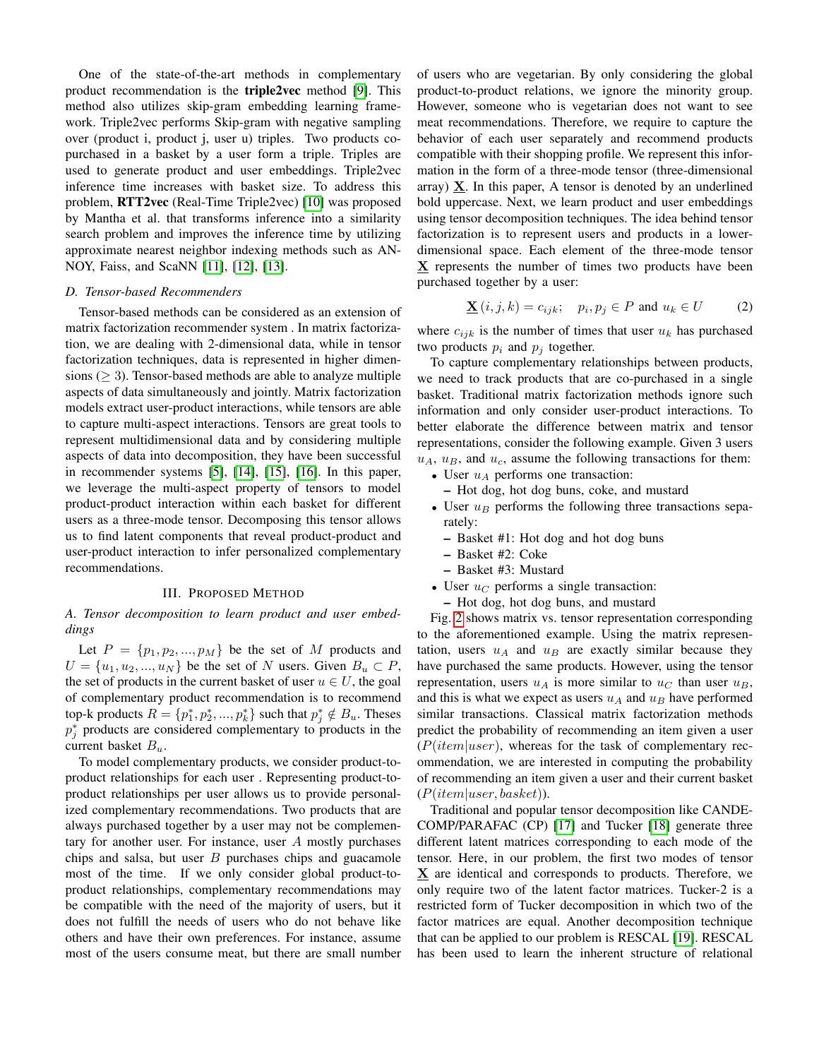One of the state-of-the-art methods in complementary product recommendation is the **triple2vec** method [9]. This method also utilizes skip-gram embedding learning framework. Triple2vec performs Skip-gram with negative sampling over (product i, product j, user u) triples. Two products co-purchased in a basket by a user form a triple. Triples are used to generate product and user embeddings. Triple2vec inference time increases with basket size. To address this problem, **RTT2vec** (Real-Time Triple2vec) [10] was proposed by Mantha et al. that transforms inference into a similarity search problem and improves the inference time by utilizing approximate nearest neighbor indexing methods such as ANNOY, Faiss, and ScaNN [11], [12], [13].

### D. Tensor-based Recommenders

Tensor-based methods can be considered as an extension of matrix factorization recommender system . In matrix factorization, we are dealing with 2-dimensional data, while in tensor factorization techniques, data is represented in higher dimensions ($\geq 3$). Tensor-based methods are able to analyze multiple aspects of data simultaneously and jointly. Matrix factorization models extract user-product interactions, while tensors are able to capture multi-aspect interactions. Tensors are great tools to represent multidimensional data and by considering multiple aspects of data into decomposition, they have been successful in recommender systems [5], [14], [15], [16]. In this paper, we leverage the multi-aspect property of tensors to model product-product interaction within each basket for different users as a three-mode tensor. Decomposing this tensor allows us to find latent components that reveal product-product and user-product interaction to infer personalized complementary recommendations.

## III. Proposed Method

### A. Tensor decomposition to learn product and user embeddings

Let $P = \{p_1, p_2, ..., p_M\}$ be the set of $M$ products and $U = \{u_1, u_2, ..., u_N\}$ be the set of $N$ users. Given $B_u \subset P$, the set of products in the current basket of user $u \in U$, the goal of complementary product recommendation is to recommend top-k products $R = \{p_1^*, p_2^*, ..., p_k^*\}$ such that $p_j^* \notin B_u$. Theses $p_j^*$ products are considered complementary to products in the current basket $B_u$.

To model complementary products, we consider product-to-product relationships for each user . Representing product-to-product relationships per user allows us to provide personalized complementary recommendations. Two products that are always purchased together by a user may not be complementary for another user. For instance, user $A$ mostly purchases chips and salsa, but user $B$ purchases chips and guacamole most of the time. If we only consider global product-to-product relationships, complementary recommendations may be compatible with the need of the majority of users, but it does not fulfill the needs of users who do not behave like others and have their own preferences. For instance, assume most of the users consume meat, but there are small number of users who are vegetarian. By only considering the global product-to-product relations, we ignore the minority group. However, someone who is vegetarian does not want to see meat recommendations. Therefore, we require to capture the behavior of each user separately and recommend products compatible with their shopping profile. We represent this information in the form of a three-mode tensor (three-dimensional array) $\underline{\mathbf{X}}$. In this paper, A tensor is denoted by an underlined bold uppercase. Next, we learn product and user embeddings using tensor decomposition techniques. The idea behind tensor factorization is to represent users and products in a lower-dimensional space. Each element of the three-mode tensor $\underline{\mathbf{X}}$ represents the number of times two products have been purchased together by a user:

$$\underline{\mathbf{X}}(i, j, k) = c_{ijk}; \quad p_i, p_j \in P \text{ and } u_k \in U \tag{2}$$

where $c_{ijk}$ is the number of times that user $u_k$ has purchased two products $p_i$ and $p_j$ together.

To capture complementary relationships between products, we need to track products that are co-purchased in a single basket. Traditional matrix factorization methods ignore such information and only consider user-product interactions. To better elaborate the difference between matrix and tensor representations, consider the following example. Given 3 users $u_A$, $u_B$, and $u_c$, assume the following transactions for them:

- User $u_A$ performs one transaction:
  - Hot dog, hot dog buns, coke, and mustard
- User $u_B$ performs the following three transactions separately:
  - Basket #1: Hot dog and hot dog buns
  - Basket #2: Coke
  - Basket #3: Mustard
- User $u_C$ performs a single transaction:
  - Hot dog, hot dog buns, and mustard

Fig. 2 shows matrix vs. tensor representation corresponding to the aforementioned example. Using the matrix representation, users $u_A$ and $u_B$ are exactly similar because they have purchased the same products. However, using the tensor representation, users $u_A$ is more similar to $u_C$ than user $u_B$, and this is what we expect as users $u_A$ and $u_B$ have performed similar transactions. Classical matrix factorization methods predict the probability of recommending an item given a user ($P(item|user)$, whereas for the task of complementary recommendation, we are interested in computing the probability of recommending an item given a user and their current basket ($P(item|user, basket)$).

Traditional and popular tensor decomposition like CANDECOMP/PARAFAC (CP) [17] and Tucker [18] generate three different latent matrices corresponding to each mode of the tensor. Here, in our problem, the first two modes of tensor $\underline{\mathbf{X}}$ are identical and corresponds to products. Therefore, we only require two of the latent factor matrices. Tucker-2 is a restricted form of Tucker decomposition in which two of the factor matrices are equal. Another decomposition technique that can be applied to our problem is RESCAL [19]. RESCAL has been used to learn the inherent structure of relational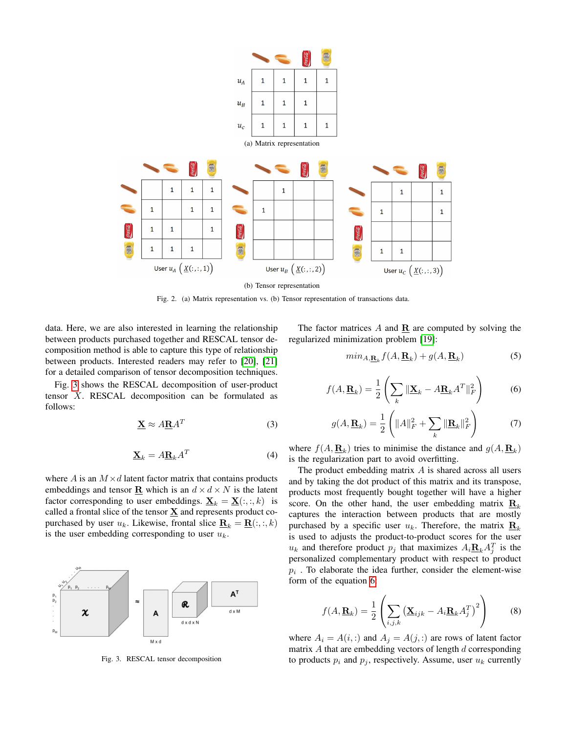| | hot dog | bun | coke | mustard |
|---|---|---|---|---|
| $u_A$ | 1 | 1 | 1 | 1 |
| $u_B$ | 1 | 1 | 1 | |
| $u_c$ | 1 | 1 | 1 | 1 |

(a) Matrix representation

(b) Tensor representation

Fig. 2. (a) Matrix representation vs. (b) Tensor representation of transactions data.

data. Here, we are also interested in learning the relationship between products purchased together and RESCAL tensor decomposition method is able to capture this type of relationship between products. Interested readers may refer to [20], [21] for a detailed comparison of tensor decomposition techniques.

Fig. 3 shows the RESCAL decomposition of user-product tensor $X$. RESCAL decomposition can be formulated as follows:

$$\underline{\mathbf{X}} \approx A\underline{\mathbf{R}}A^T \tag{3}$$

$$\underline{\mathbf{X}}_k = A\underline{\mathbf{R}}_k A^T \tag{4}$$

where $A$ is an $M \times d$ latent factor matrix that contains products embeddings and tensor $\underline{\mathbf{R}}$ which is an $d \times d \times N$ is the latent factor corresponding to user embeddings. $\underline{\mathbf{X}}_k = \underline{\mathbf{X}}(:,:,k)$ is called a frontal slice of the tensor $\underline{\mathbf{X}}$ and represents product co-purchased by user $u_k$. Likewise, frontal slice $\underline{\mathbf{R}}_k = \underline{\mathbf{R}}(:,:,k)$ is the user embedding corresponding to user $u_k$.

Fig. 3. RESCAL tensor decomposition

The factor matrices $A$ and $\underline{\mathbf{R}}$ are computed by solving the regularized minimization problem [19]:

$$min_{A,\underline{\mathbf{R}}_k} f(A, \underline{\mathbf{R}}_k) + g(A, \underline{\mathbf{R}}_k) \tag{5}$$

$$f(A, \underline{\mathbf{R}}_k) = \frac{1}{2}\left(\sum_k \|\underline{\mathbf{X}}_k - A\underline{\mathbf{R}}_k A^T\|_F^2\right) \tag{6}$$

$$g(A, \underline{\mathbf{R}}_k) = \frac{1}{2}\left(\|A\|_F^2 + \sum_k \|\underline{\mathbf{R}}_k\|_F^2\right) \tag{7}$$

where $f(A, \underline{\mathbf{R}}_k)$ tries to minimise the distance and $g(A, \underline{\mathbf{R}}_k)$ is the regularization part to avoid overfitting.

The product embedding matrix $A$ is shared across all users and by taking the dot product of this matrix and its transpose, products most frequently bought together will have a higher score. On the other hand, the user embedding matrix $\underline{\mathbf{R}}_k$ captures the interaction between products that are mostly purchased by a specific user $u_k$. Therefore, the matrix $\underline{\mathbf{R}}_k$ is used to adjusts the product-to-product scores for the user $u_k$ and therefore product $p_j$ that maximizes $A_i\underline{\mathbf{R}}_k A_j^T$ is the personalized complementary product with respect to product $p_i$ . To elaborate the idea further, consider the element-wise form of the equation 6:

$$f(A, \underline{\mathbf{R}}_k) = \frac{1}{2}\left(\sum_{i,j,k} (\underline{\mathbf{X}}_{ijk} - A_i\underline{\mathbf{R}}_k A_j^T)^2\right) \tag{8}$$

where $A_i = A(i,:)$ and $A_j = A(j,:)$ are rows of latent factor matrix $A$ that are embedding vectors of length $d$ corresponding to products $p_i$ and $p_j$, respectively. Assume, user $u_k$ currently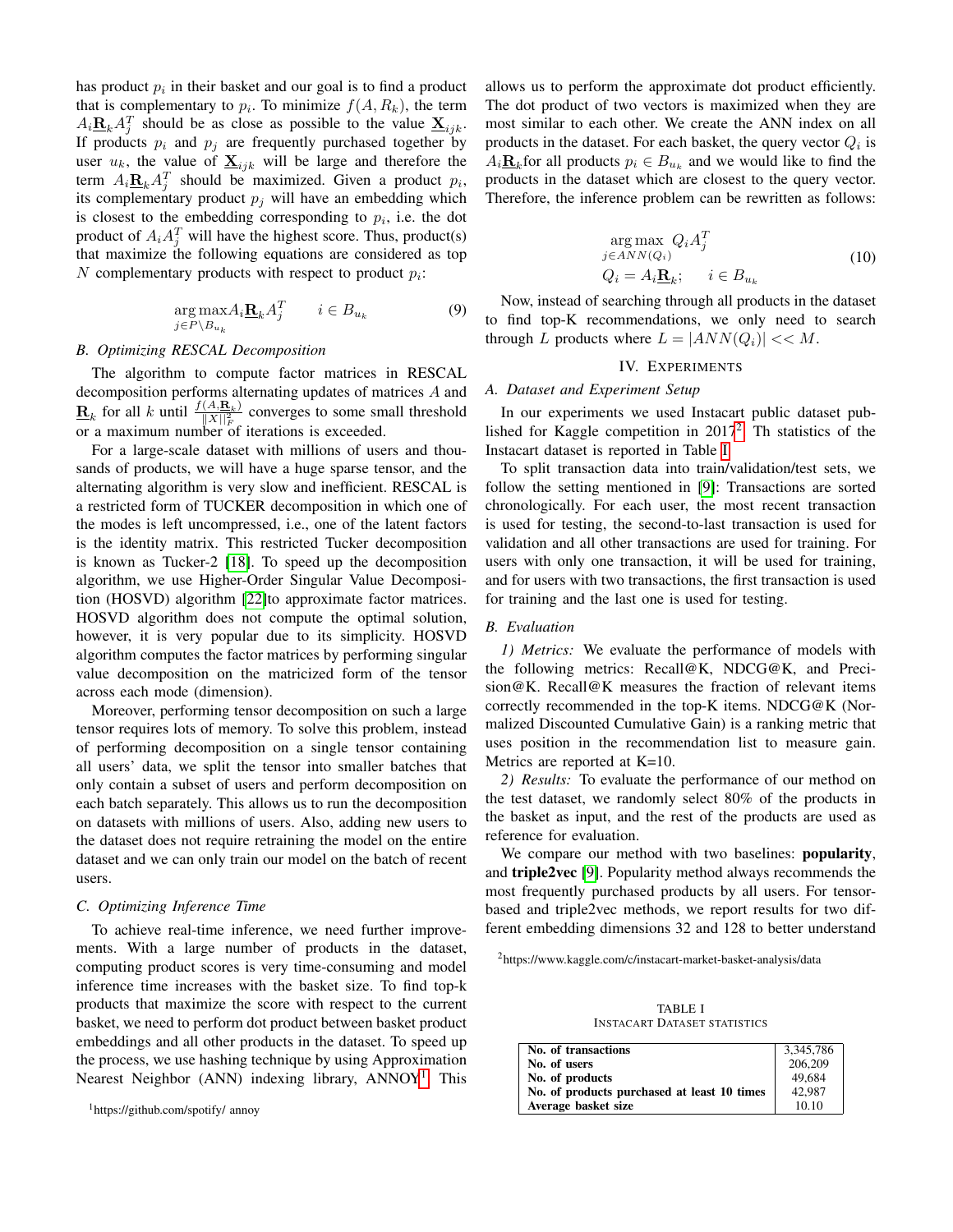has product $p_i$ in their basket and our goal is to find a product that is complementary to $p_i$. To minimize $f(A, R_k)$, the term $A_i\underline{\mathbf{R}}_k A_j^T$ should be as close as possible to the value $\underline{\mathbf{X}}_{ijk}$. If products $p_i$ and $p_j$ are frequently purchased together by user $u_k$, the value of $\underline{\mathbf{X}}_{ijk}$ will be large and therefore the term $A_i\underline{\mathbf{R}}_k A_j^T$ should be maximized. Given a product $p_i$, its complementary product $p_j$ will have an embedding which is closest to the embedding corresponding to $p_i$, i.e. the dot product of $A_i A_j^T$ will have the highest score. Thus, product(s) that maximize the following equations are considered as top $N$ complementary products with respect to product $p_i$:

$$\underset{j \in P \setminus B_{u_k}}{\arg\max} A_i\underline{\mathbf{R}}_k A_j^T \qquad i \in B_{u_k} \tag{9}$$

### B. Optimizing RESCAL Decomposition

The algorithm to compute factor matrices in RESCAL decomposition performs alternating updates of matrices $A$ and $\underline{\mathbf{R}}_k$ for all $k$ until $\frac{f(A,\underline{\mathbf{R}}_k)}{||X||_F^2}$ converges to some small threshold or a maximum number of iterations is exceeded.

For a large-scale dataset with millions of users and thousands of products, we will have a huge sparse tensor, and the alternating algorithm is very slow and inefficient. RESCAL is a restricted form of TUCKER decomposition in which one of the modes is left uncompressed, i.e., one of the latent factors is the identity matrix. This restricted Tucker decomposition is known as Tucker-2 [18]. To speed up the decomposition algorithm, we use Higher-Order Singular Value Decomposition (HOSVD) algorithm [22]to approximate factor matrices. HOSVD algorithm does not compute the optimal solution, however, it is very popular due to its simplicity. HOSVD algorithm computes the factor matrices by performing singular value decomposition on the matricized form of the tensor across each mode (dimension).

Moreover, performing tensor decomposition on such a large tensor requires lots of memory. To solve this problem, instead of performing decomposition on a single tensor containing all users' data, we split the tensor into smaller batches that only contain a subset of users and perform decomposition on each batch separately. This allows us to run the decomposition on datasets with millions of users. Also, adding new users to the dataset does not require retraining the model on the entire dataset and we can only train our model on the batch of recent users.

### C. Optimizing Inference Time

To achieve real-time inference, we need further improvements. With a large number of products in the dataset, computing product scores is very time-consuming and model inference time increases with the basket size. To find top-k products that maximize the score with respect to the current basket, we need to perform dot product between basket product embeddings and all other products in the dataset. To speed up the process, we use hashing technique by using Approximation Nearest Neighbor (ANN) indexing library, ANNOY[1]. This allows us to perform the approximate dot product efficiently. The dot product of two vectors is maximized when they are most similar to each other. We create the ANN index on all products in the dataset. For each basket, the query vector $Q_i$ is $A_i\underline{\mathbf{R}}_k$for all products $p_i \in B_{u_k}$ and we would like to find the products in the dataset which are closest to the query vector. Therefore, the inference problem can be rewritten as follows:

$$\begin{aligned} &\underset{j \in ANN(Q_i)}{\arg\max}\ Q_i A_j^T \\ &Q_i = A_i\underline{\mathbf{R}}_k; \qquad i \in B_{u_k} \end{aligned} \tag{10}$$

Now, instead of searching through all products in the dataset to find top-K recommendations, we only need to search through $L$ products where $L = |ANN(Q_i)| << M$.

[1]https://github.com/spotify/ annoy

## IV. Experiments

### A. Dataset and Experiment Setup

In our experiments we used Instacart public dataset published for Kaggle competition in 2017[2]. Th statistics of the Instacart dataset is reported in Table I.

To split transaction data into train/validation/test sets, we follow the setting mentioned in [9]: Transactions are sorted chronologically. For each user, the most recent transaction is used for testing, the second-to-last transaction is used for validation and all other transactions are used for training. For users with only one transaction, it will be used for training, and for users with two transactions, the first transaction is used for training and the last one is used for testing.

### B. Evaluation

*1) Metrics:* We evaluate the performance of models with the following metrics: Recall@K, NDCG@K, and Precision@K. Recall@K measures the fraction of relevant items correctly recommended in the top-K items. NDCG@K (Normalized Discounted Cumulative Gain) is a ranking metric that uses position in the recommendation list to measure gain. Metrics are reported at K=10.

*2) Results:* To evaluate the performance of our method on the test dataset, we randomly select 80% of the products in the basket as input, and the rest of the products are used as reference for evaluation.

We compare our method with two baselines: **popularity**, and **triple2vec** [9]. Popularity method always recommends the most frequently purchased products by all users. For tensor-based and triple2vec methods, we report results for two different embedding dimensions 32 and 128 to better understand

[2]https://www.kaggle.com/c/instacart-market-basket-analysis/data

TABLE I
Instacart Dataset Statistics

| | |
|---|---|
| **No. of transactions** | 3,345,786 |
| **No. of users** | 206,209 |
| **No. of products** | 49,684 |
| **No. of products purchased at least 10 times** | 42,987 |
| **Average basket size** | 10.10 |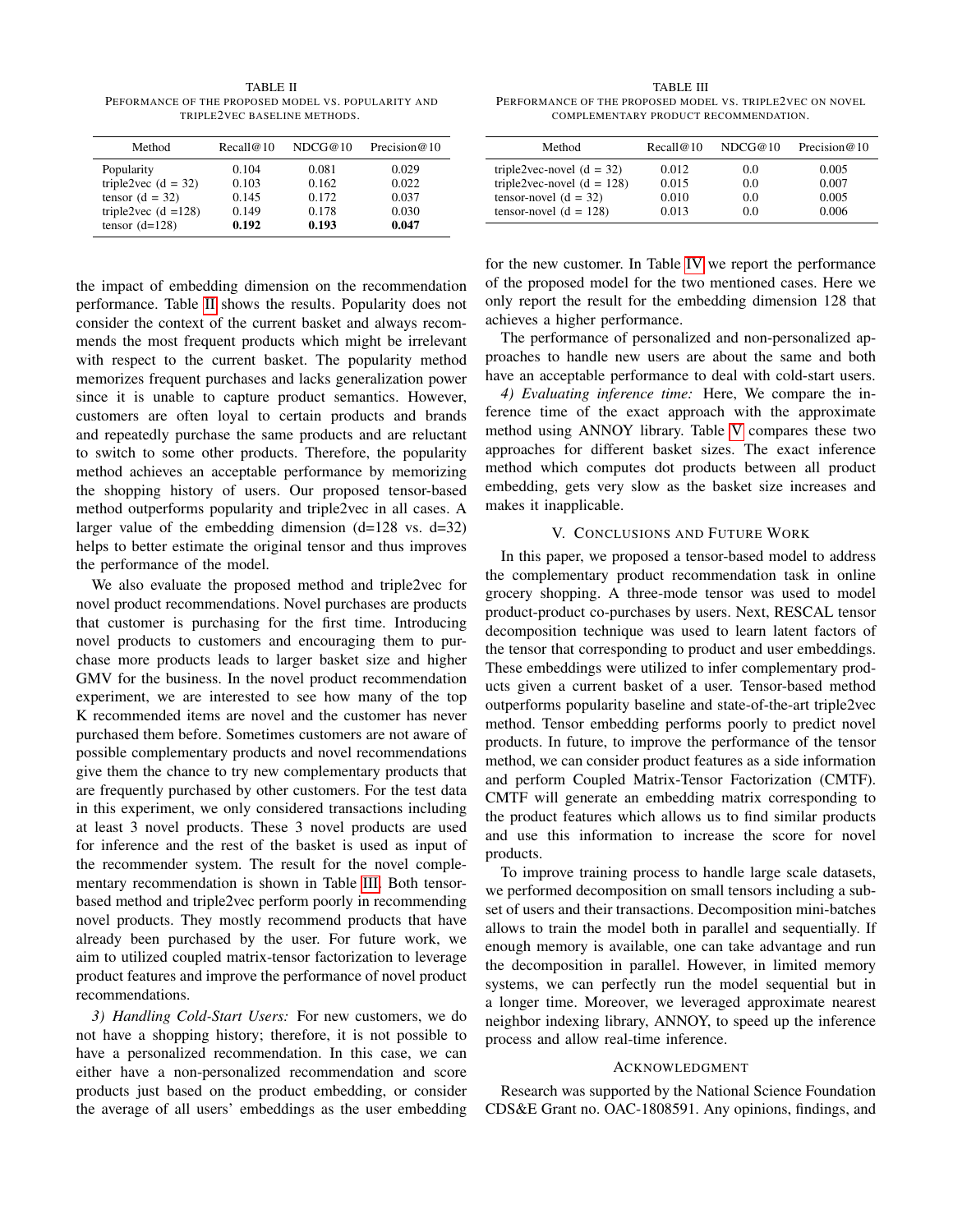TABLE II
PEFORMANCE OF THE PROPOSED MODEL VS. POPULARITY AND TRIPLE2VEC BASELINE METHODS.

| Method | Recall@10 | NDCG@10 | Precision@10 |
|---|---|---|---|
| Popularity | 0.104 | 0.081 | 0.029 |
| triple2vec (d = 32) | 0.103 | 0.162 | 0.022 |
| tensor (d = 32) | 0.145 | 0.172 | 0.037 |
| triple2vec (d =128) | 0.149 | 0.178 | 0.030 |
| tensor (d=128) | **0.192** | **0.193** | **0.047** |

TABLE III
PERFORMANCE OF THE PROPOSED MODEL VS. TRIPLE2VEC ON NOVEL COMPLEMENTARY PRODUCT RECOMMENDATION.

| Method | Recall@10 | NDCG@10 | Precision@10 |
|---|---|---|---|
| triple2vec-novel (d = 32) | 0.012 | 0.0 | 0.005 |
| triple2vec-novel (d = 128) | 0.015 | 0.0 | 0.007 |
| tensor-novel (d = 32) | 0.010 | 0.0 | 0.005 |
| tensor-novel (d = 128) | 0.013 | 0.0 | 0.006 |

the impact of embedding dimension on the recommendation performance. Table II shows the results. Popularity does not consider the context of the current basket and always recommends the most frequent products which might be irrelevant with respect to the current basket. The popularity method memorizes frequent purchases and lacks generalization power since it is unable to capture product semantics. However, customers are often loyal to certain products and brands and repeatedly purchase the same products and are reluctant to switch to some other products. Therefore, the popularity method achieves an acceptable performance by memorizing the shopping history of users. Our proposed tensor-based method outperforms popularity and triple2vec in all cases. A larger value of the embedding dimension (d=128 vs. d=32) helps to better estimate the original tensor and thus improves the performance of the model.

We also evaluate the proposed method and triple2vec for novel product recommendations. Novel purchases are products that customer is purchasing for the first time. Introducing novel products to customers and encouraging them to purchase more products leads to larger basket size and higher GMV for the business. In the novel product recommendation experiment, we are interested to see how many of the top K recommended items are novel and the customer has never purchased them before. Sometimes customers are not aware of possible complementary products and novel recommendations give them the chance to try new complementary products that are frequently purchased by other customers. For the test data in this experiment, we only considered transactions including at least 3 novel products. These 3 novel products are used for inference and the rest of the basket is used as input of the recommender system. The result for the novel complementary recommendation is shown in Table III. Both tensor-based method and triple2vec perform poorly in recommending novel products. They mostly recommend products that have already been purchased by the user. For future work, we aim to utilized coupled matrix-tensor factorization to leverage product features and improve the performance of novel product recommendations.

*3) Handling Cold-Start Users:* For new customers, we do not have a shopping history; therefore, it is not possible to have a personalized recommendation. In this case, we can either have a non-personalized recommendation and score products just based on the product embedding, or consider the average of all users' embeddings as the user embedding for the new customer. In Table IV we report the performance of the proposed model for the two mentioned cases. Here we only report the result for the embedding dimension 128 that achieves a higher performance.

The performance of personalized and non-personalized approaches to handle new users are about the same and both have an acceptable performance to deal with cold-start users.

*4) Evaluating inference time:* Here, We compare the inference time of the exact approach with the approximate method using ANNOY library. Table V compares these two approaches for different basket sizes. The exact inference method which computes dot products between all product embedding, gets very slow as the basket size increases and makes it inapplicable.

## V. Conclusions and Future Work

In this paper, we proposed a tensor-based model to address the complementary product recommendation task in online grocery shopping. A three-mode tensor was used to model product-product co-purchases by users. Next, RESCAL tensor decomposition technique was used to learn latent factors of the tensor that corresponding to product and user embeddings. These embeddings were utilized to infer complementary products given a current basket of a user. Tensor-based method outperforms popularity baseline and state-of-the-art triple2vec method. Tensor embedding performs poorly to predict novel products. In future, to improve the performance of the tensor method, we can consider product features as a side information and perform Coupled Matrix-Tensor Factorization (CMTF). CMTF will generate an embedding matrix corresponding to the product features which allows us to find similar products and use this information to increase the score for novel products.

To improve training process to handle large scale datasets, we performed decomposition on small tensors including a subset of users and their transactions. Decomposition mini-batches allows to train the model both in parallel and sequentially. If enough memory is available, one can take advantage and run the decomposition in parallel. However, in limited memory systems, we can perfectly run the model sequential but in a longer time. Moreover, we leveraged approximate nearest neighbor indexing library, ANNOY, to speed up the inference process and allow real-time inference.

## Acknowledgment

Research was supported by the National Science Foundation CDS&E Grant no. OAC-1808591. Any opinions, findings, and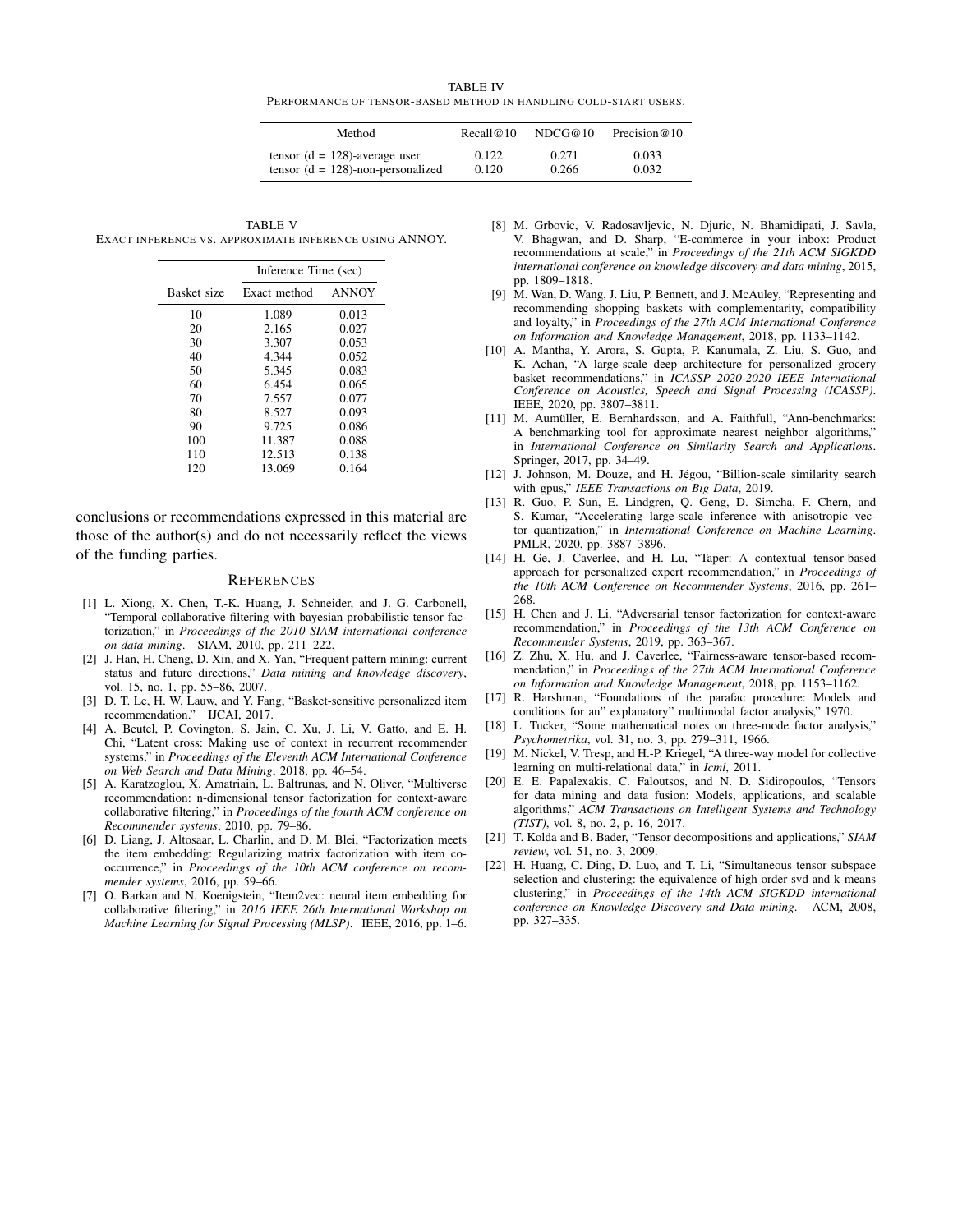TABLE IV
PERFORMANCE OF TENSOR-BASED METHOD IN HANDLING COLD-START USERS.

| Method | Recall@10 | NDCG@10 | Precision@10 |
|---|---|---|---|
| tensor (d = 128)-average user | 0.122 | 0.271 | 0.033 |
| tensor (d = 128)-non-personalized | 0.120 | 0.266 | 0.032 |

TABLE V
EXACT INFERENCE VS. APPROXIMATE INFERENCE USING ANNOY.

| | Inference Time (sec) | |
|---|---|---|
| Basket size | Exact method | ANNOY |
| 10 | 1.089 | 0.013 |
| 20 | 2.165 | 0.027 |
| 30 | 3.307 | 0.053 |
| 40 | 4.344 | 0.052 |
| 50 | 5.345 | 0.083 |
| 60 | 6.454 | 0.065 |
| 70 | 7.557 | 0.077 |
| 80 | 8.527 | 0.093 |
| 90 | 9.725 | 0.086 |
| 100 | 11.387 | 0.088 |
| 110 | 12.513 | 0.138 |
| 120 | 13.069 | 0.164 |

conclusions or recommendations expressed in this material are those of the author(s) and do not necessarily reflect the views of the funding parties.

## REFERENCES

[1] L. Xiong, X. Chen, T.-K. Huang, J. Schneider, and J. G. Carbonell, "Temporal collaborative filtering with bayesian probabilistic tensor factorization," in *Proceedings of the 2010 SIAM international conference on data mining*. SIAM, 2010, pp. 211–222.

[2] J. Han, H. Cheng, D. Xin, and X. Yan, "Frequent pattern mining: current status and future directions," *Data mining and knowledge discovery*, vol. 15, no. 1, pp. 55–86, 2007.

[3] D. T. Le, H. W. Lauw, and Y. Fang, "Basket-sensitive personalized item recommendation." IJCAI, 2017.

[4] A. Beutel, P. Covington, S. Jain, C. Xu, J. Li, V. Gatto, and E. H. Chi, "Latent cross: Making use of context in recurrent recommender systems," in *Proceedings of the Eleventh ACM International Conference on Web Search and Data Mining*, 2018, pp. 46–54.

[5] A. Karatzoglou, X. Amatriain, L. Baltrunas, and N. Oliver, "Multiverse recommendation: n-dimensional tensor factorization for context-aware collaborative filtering," in *Proceedings of the fourth ACM conference on Recommender systems*, 2010, pp. 79–86.

[6] D. Liang, J. Altosaar, L. Charlin, and D. M. Blei, "Factorization meets the item embedding: Regularizing matrix factorization with item co-occurrence," in *Proceedings of the 10th ACM conference on recommender systems*, 2016, pp. 59–66.

[7] O. Barkan and N. Koenigstein, "Item2vec: neural item embedding for collaborative filtering," in *2016 IEEE 26th International Workshop on Machine Learning for Signal Processing (MLSP)*. IEEE, 2016, pp. 1–6.

[8] M. Grbovic, V. Radosavljevic, N. Djuric, N. Bhamidipati, J. Savla, V. Bhagwan, and D. Sharp, "E-commerce in your inbox: Product recommendations at scale," in *Proceedings of the 21th ACM SIGKDD international conference on knowledge discovery and data mining*, 2015, pp. 1809–1818.

[9] M. Wan, D. Wang, J. Liu, P. Bennett, and J. McAuley, "Representing and recommending shopping baskets with complementarity, compatibility and loyalty," in *Proceedings of the 27th ACM International Conference on Information and Knowledge Management*, 2018, pp. 1133–1142.

[10] A. Mantha, Y. Arora, S. Gupta, P. Kanumala, Z. Liu, S. Guo, and K. Achan, "A large-scale deep architecture for personalized grocery basket recommendations," in *ICASSP 2020-2020 IEEE International Conference on Acoustics, Speech and Signal Processing (ICASSP)*. IEEE, 2020, pp. 3807–3811.

[11] M. Aumüller, E. Bernhardsson, and A. Faithfull, "Ann-benchmarks: A benchmarking tool for approximate nearest neighbor algorithms," in *International Conference on Similarity Search and Applications*. Springer, 2017, pp. 34–49.

[12] J. Johnson, M. Douze, and H. Jégou, "Billion-scale similarity search with gpus," *IEEE Transactions on Big Data*, 2019.

[13] R. Guo, P. Sun, E. Lindgren, Q. Geng, D. Simcha, F. Chern, and S. Kumar, "Accelerating large-scale inference with anisotropic vector quantization," in *International Conference on Machine Learning*. PMLR, 2020, pp. 3887–3896.

[14] H. Ge, J. Caverlee, and H. Lu, "Taper: A contextual tensor-based approach for personalized expert recommendation," in *Proceedings of the 10th ACM Conference on Recommender Systems*, 2016, pp. 261–268.

[15] H. Chen and J. Li, "Adversarial tensor factorization for context-aware recommendation," in *Proceedings of the 13th ACM Conference on Recommender Systems*, 2019, pp. 363–367.

[16] Z. Zhu, X. Hu, and J. Caverlee, "Fairness-aware tensor-based recommendation," in *Proceedings of the 27th ACM International Conference on Information and Knowledge Management*, 2018, pp. 1153–1162.

[17] R. Harshman, "Foundations of the parafac procedure: Models and conditions for an" explanatory" multimodal factor analysis," 1970.

[18] L. Tucker, "Some mathematical notes on three-mode factor analysis," *Psychometrika*, vol. 31, no. 3, pp. 279–311, 1966.

[19] M. Nickel, V. Tresp, and H.-P. Kriegel, "A three-way model for collective learning on multi-relational data," in *Icml*, 2011.

[20] E. E. Papalexakis, C. Faloutsos, and N. D. Sidiropoulos, "Tensors for data mining and data fusion: Models, applications, and scalable algorithms," *ACM Transactions on Intelligent Systems and Technology (TIST)*, vol. 8, no. 2, p. 16, 2017.

[21] T. Kolda and B. Bader, "Tensor decompositions and applications," *SIAM review*, vol. 51, no. 3, 2009.

[22] H. Huang, C. Ding, D. Luo, and T. Li, "Simultaneous tensor subspace selection and clustering: the equivalence of high order svd and k-means clustering," in *Proceedings of the 14th ACM SIGKDD international conference on Knowledge Discovery and Data mining*. ACM, 2008, pp. 327–335.